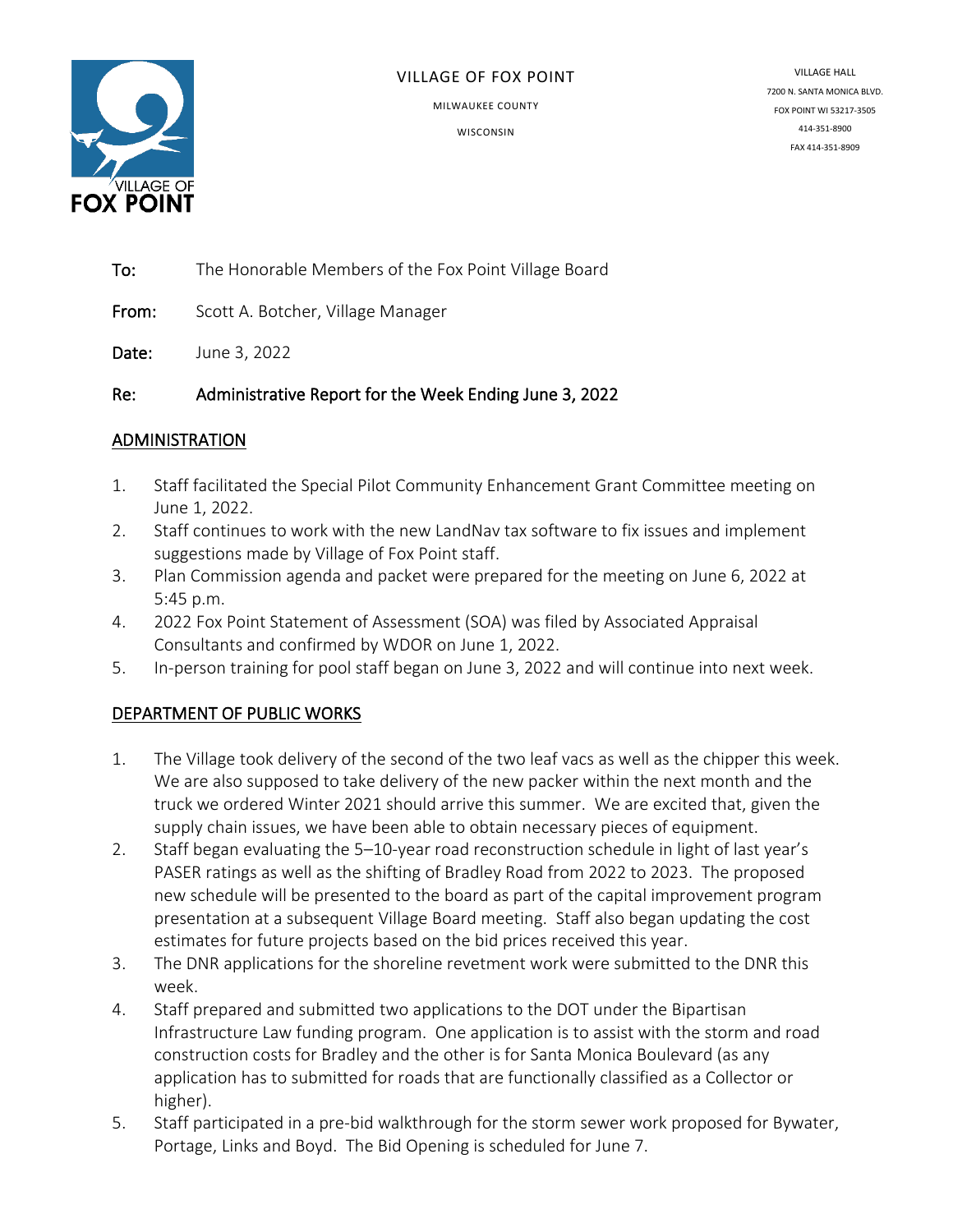VILLAGE OF FOX POINT

MILWAUKEE COUNTY

WISCONSIN

VILLAGE HALL
7200 N. SANTA MONICA BLVD.
FOX POINT WI 53217-3505
414-351-8900
FAX 414-351-8909

**To:** The Honorable Members of the Fox Point Village Board

**From:** Scott A. Botcher, Village Manager

**Date:** June 3, 2022

**Re:** **Administrative Report for the Week Ending June 3, 2022**

## ADMINISTRATION

1. Staff facilitated the Special Pilot Community Enhancement Grant Committee meeting on June 1, 2022.
2. Staff continues to work with the new LandNav tax software to fix issues and implement suggestions made by Village of Fox Point staff.
3. Plan Commission agenda and packet were prepared for the meeting on June 6, 2022 at 5:45 p.m.
4. 2022 Fox Point Statement of Assessment (SOA) was filed by Associated Appraisal Consultants and confirmed by WDOR on June 1, 2022.
5. In-person training for pool staff began on June 3, 2022 and will continue into next week.

## DEPARTMENT OF PUBLIC WORKS

1. The Village took delivery of the second of the two leaf vacs as well as the chipper this week. We are also supposed to take delivery of the new packer within the next month and the truck we ordered Winter 2021 should arrive this summer. We are excited that, given the supply chain issues, we have been able to obtain necessary pieces of equipment.
2. Staff began evaluating the 5–10-year road reconstruction schedule in light of last year's PASER ratings as well as the shifting of Bradley Road from 2022 to 2023. The proposed new schedule will be presented to the board as part of the capital improvement program presentation at a subsequent Village Board meeting. Staff also began updating the cost estimates for future projects based on the bid prices received this year.
3. The DNR applications for the shoreline revetment work were submitted to the DNR this week.
4. Staff prepared and submitted two applications to the DOT under the Bipartisan Infrastructure Law funding program. One application is to assist with the storm and road construction costs for Bradley and the other is for Santa Monica Boulevard (as any application has to submitted for roads that are functionally classified as a Collector or higher).
5. Staff participated in a pre-bid walkthrough for the storm sewer work proposed for Bywater, Portage, Links and Boyd. The Bid Opening is scheduled for June 7.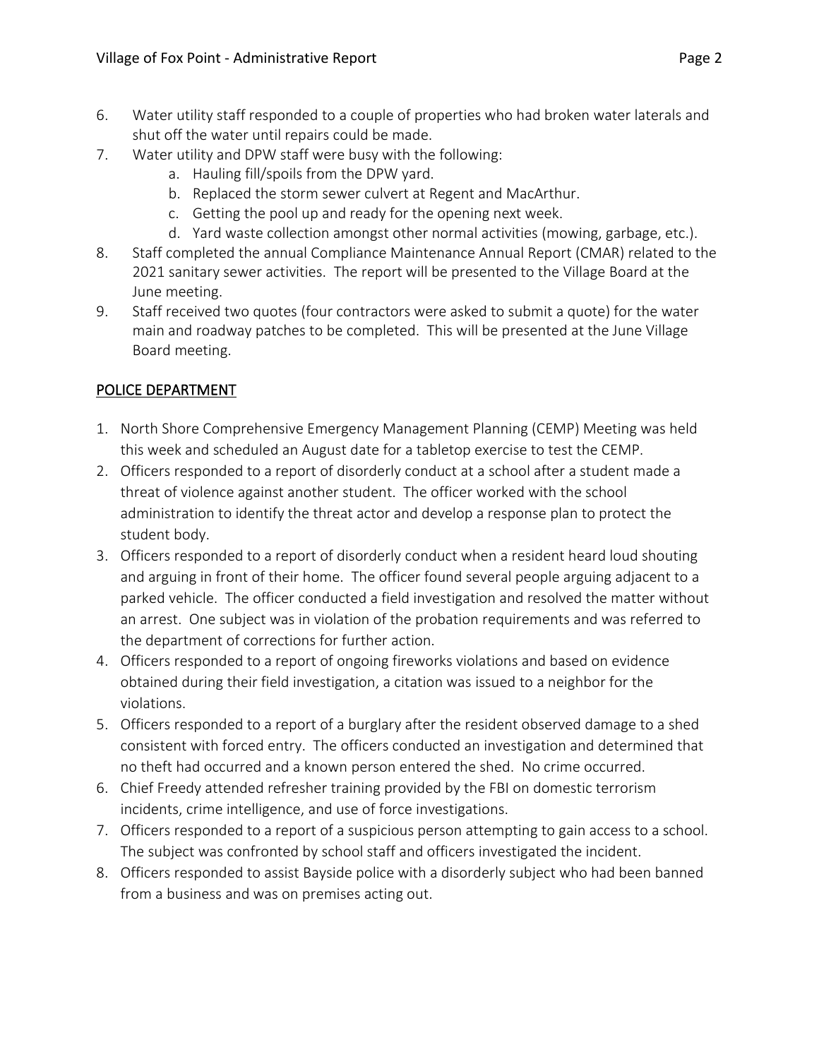6. Water utility staff responded to a couple of properties who had broken water laterals and shut off the water until repairs could be made.
7. Water utility and DPW staff were busy with the following:
    a. Hauling fill/spoils from the DPW yard.
    b. Replaced the storm sewer culvert at Regent and MacArthur.
    c. Getting the pool up and ready for the opening next week.
    d. Yard waste collection amongst other normal activities (mowing, garbage, etc.).
8. Staff completed the annual Compliance Maintenance Annual Report (CMAR) related to the 2021 sanitary sewer activities. The report will be presented to the Village Board at the June meeting.
9. Staff received two quotes (four contractors were asked to submit a quote) for the water main and roadway patches to be completed. This will be presented at the June Village Board meeting.

## POLICE DEPARTMENT

1. North Shore Comprehensive Emergency Management Planning (CEMP) Meeting was held this week and scheduled an August date for a tabletop exercise to test the CEMP.
2. Officers responded to a report of disorderly conduct at a school after a student made a threat of violence against another student. The officer worked with the school administration to identify the threat actor and develop a response plan to protect the student body.
3. Officers responded to a report of disorderly conduct when a resident heard loud shouting and arguing in front of their home. The officer found several people arguing adjacent to a parked vehicle. The officer conducted a field investigation and resolved the matter without an arrest. One subject was in violation of the probation requirements and was referred to the department of corrections for further action.
4. Officers responded to a report of ongoing fireworks violations and based on evidence obtained during their field investigation, a citation was issued to a neighbor for the violations.
5. Officers responded to a report of a burglary after the resident observed damage to a shed consistent with forced entry. The officers conducted an investigation and determined that no theft had occurred and a known person entered the shed. No crime occurred.
6. Chief Freedy attended refresher training provided by the FBI on domestic terrorism incidents, crime intelligence, and use of force investigations.
7. Officers responded to a report of a suspicious person attempting to gain access to a school. The subject was confronted by school staff and officers investigated the incident.
8. Officers responded to assist Bayside police with a disorderly subject who had been banned from a business and was on premises acting out.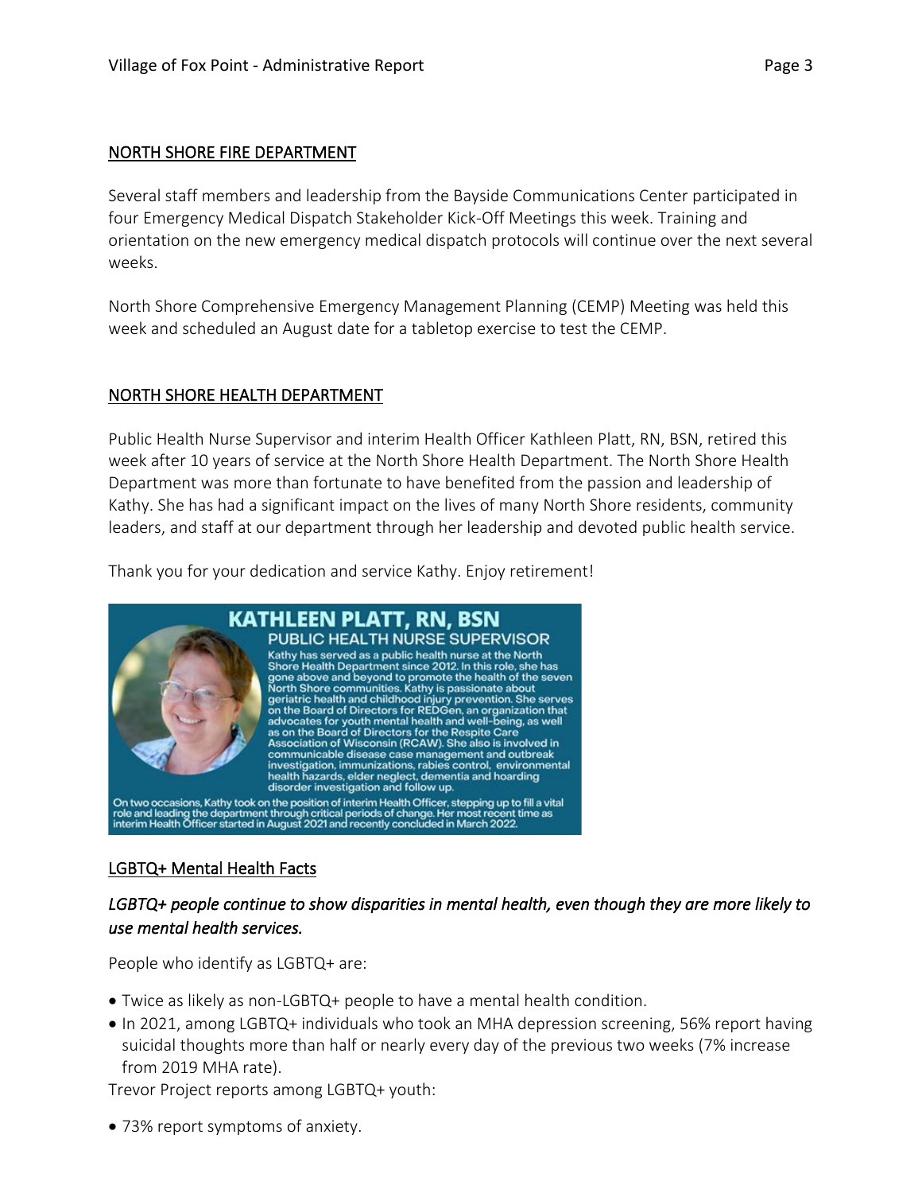## NORTH SHORE FIRE DEPARTMENT

Several staff members and leadership from the Bayside Communications Center participated in four Emergency Medical Dispatch Stakeholder Kick-Off Meetings this week. Training and orientation on the new emergency medical dispatch protocols will continue over the next several weeks.

North Shore Comprehensive Emergency Management Planning (CEMP) Meeting was held this week and scheduled an August date for a tabletop exercise to test the CEMP.

## NORTH SHORE HEALTH DEPARTMENT

Public Health Nurse Supervisor and interim Health Officer Kathleen Platt, RN, BSN, retired this week after 10 years of service at the North Shore Health Department. The North Shore Health Department was more than fortunate to have benefited from the passion and leadership of Kathy. She has had a significant impact on the lives of many North Shore residents, community leaders, and staff at our department through her leadership and devoted public health service.

Thank you for your dedication and service Kathy. Enjoy retirement!

**KATHLEEN PLATT, RN, BSN**
**PUBLIC HEALTH NURSE SUPERVISOR**

Kathy has served as a public health nurse at the North Shore Health Department since 2012. In this role, she has gone above and beyond to promote the health of the seven North Shore communities. Kathy is passionate about geriatric health and childhood injury prevention. She serves on the Board of Directors for REDGen, an organization that advocates for youth mental health and well-being, as well as on the Board of Directors for the Respite Care Association of Wisconsin (RCAW). She also is involved in communicable disease case management and outbreak investigation, immunizations, rabies control, environmental health hazards, elder neglect, dementia and hoarding disorder investigation and follow up.

On two occasions, Kathy took on the position of interim Health Officer, stepping up to fill a vital role and leading the department through critical periods of change. Her most recent time as interim Health Officer started in August 2021 and recently concluded in March 2022.

## LGBTQ+ Mental Health Facts

*LGBTQ+ people continue to show disparities in mental health, even though they are more likely to use mental health services.*

People who identify as LGBTQ+ are:

- Twice as likely as non-LGBTQ+ people to have a mental health condition.
- In 2021, among LGBTQ+ individuals who took an MHA depression screening, 56% report having suicidal thoughts more than half or nearly every day of the previous two weeks (7% increase from 2019 MHA rate).

Trevor Project reports among LGBTQ+ youth:

- 73% report symptoms of anxiety.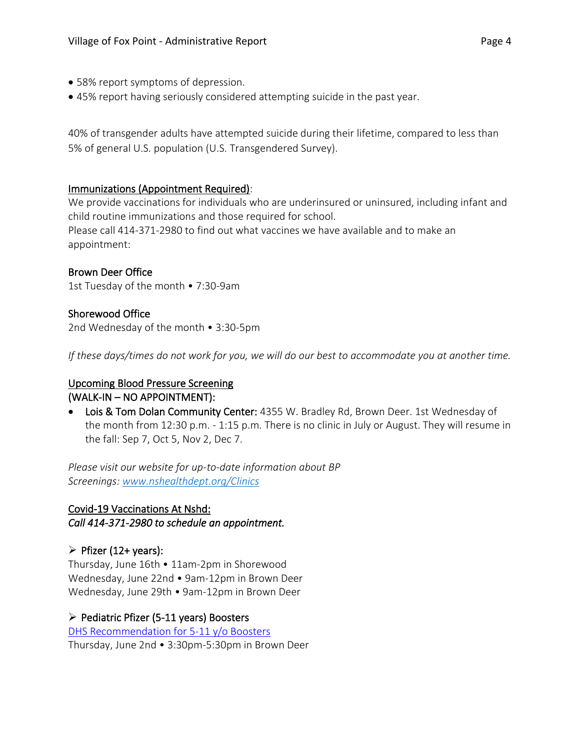- 58% report symptoms of depression.
- 45% report having seriously considered attempting suicide in the past year.

40% of transgender adults have attempted suicide during their lifetime, compared to less than 5% of general U.S. population (U.S. Transgendered Survey).

## Immunizations (Appointment Required):

We provide vaccinations for individuals who are underinsured or uninsured, including infant and child routine immunizations and those required for school.
Please call 414-371-2980 to find out what vaccines we have available and to make an appointment:

### Brown Deer Office

1st Tuesday of the month • 7:30-9am

### Shorewood Office

2nd Wednesday of the month • 3:30-5pm

*If these days/times do not work for you, we will do our best to accommodate you at another time.*

## Upcoming Blood Pressure Screening
## (WALK-IN – NO APPOINTMENT):

- **Lois & Tom Dolan Community Center:** 4355 W. Bradley Rd, Brown Deer. 1st Wednesday of the month from 12:30 p.m. - 1:15 p.m. There is no clinic in July or August. They will resume in the fall: Sep 7, Oct 5, Nov 2, Dec 7.

*Please visit our website for up-to-date information about BP Screenings: [www.nshealthdept.org/Clinics](www.nshealthdept.org/Clinics)*

## Covid-19 Vaccinations At Nshd:

***Call 414-371-2980 to schedule an appointment.***

### Pfizer (12+ years):

Thursday, June 16th • 11am-2pm in Shorewood
Wednesday, June 22nd • 9am-12pm in Brown Deer
Wednesday, June 29th • 9am-12pm in Brown Deer

### Pediatric Pfizer (5-11 years) Boosters

DHS Recommendation for 5-11 y/o Boosters
Thursday, June 2nd • 3:30pm-5:30pm in Brown Deer